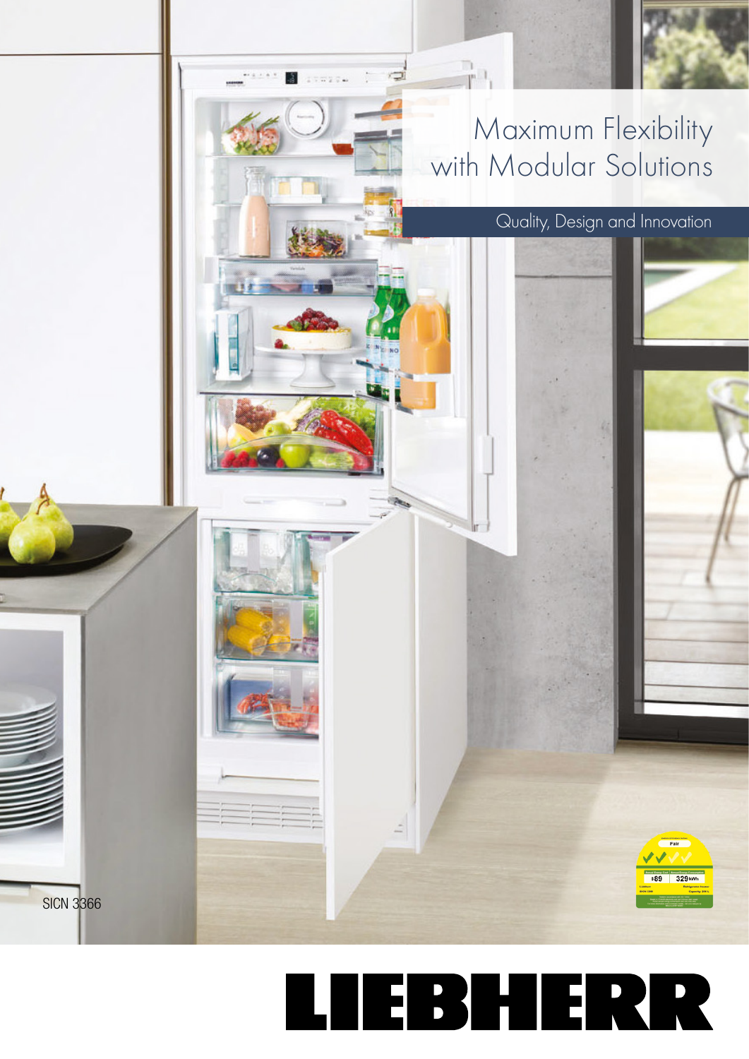# Maximum Flexibility with Modular Solutions

Quality, Design and Innovation

SICN 3366

LIEBHERR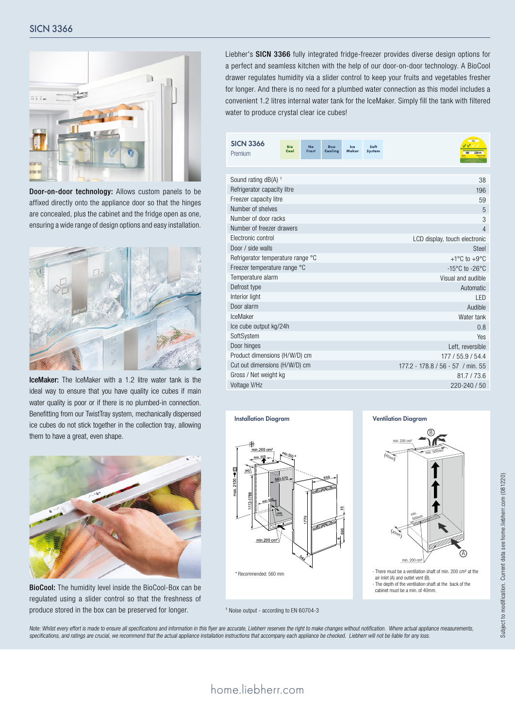## SICN 3366

Liebher's **SICN 3366** fully integrated fridge-freezer provides diverse design options for a perfect and seamless kitchen with the help of our door-on-door technology. A BioCool drawer regulates humidity via a slider control to keep your fruits and vegetables fresher for longer. And there is no need for a plumbed water connection as this model includes a convenient 1.2 litres internal water tank for the IceMaker. Simply fill the tank with filtered water to produce crystal clear ice cubes!

**Door-on-door technology:** Allows custom panels to be affixed directly onto the appliance door so that the hinges are concealed, plus the cabinet and the fridge open as one, ensuring a wide range of design options and easy installation.

**IceMaker:** The IceMaker with a 1.2 litre water tank is the ideal way to ensure that you have quality ice cubes if main water quality is poor or if there is no plumbed-in connection. Benefitting from our TwistTray system, mechanically dispensed ice cubes do not stick together in the collection tray, allowing them to have a great, even shape.

**BioCool:** The humidity level inside the BioCool-Box can be regulated using a slider control so that the freshness of produce stored in the box can be preserved for longer.

**SICN 3366**
Premium

Bio Cool | No Frost | Duo Cooling | Ice Maker | Soft System

| | |
|---|---|
| Sound rating dB(A) [1] | 38 |
| Refrigerator capacity litre | 196 |
| Freezer capacity litre | 59 |
| Number of shelves | 5 |
| Number of door racks | 3 |
| Number of freezer drawers | 4 |
| Electronic control | LCD display, touch electronic |
| Door / side walls | Steel |
| Refrigerator temperature range °C | +1°C to +9°C |
| Freezer temperature range °C | -15°C to -26°C |
| Temperature alarm | Visual and audible |
| Defrost type | Automatic |
| Interior light | LED |
| Door alarm | Audible |
| IceMaker | Water tank |
| Ice cube output kg/24h | 0.8 |
| SoftSystem | Yes |
| Door hinges | Left, reversible |
| Product dimensions (H/W/D) cm | 177 / 55.9 / 54.4 |
| Cut out dimensions (H/W/D) cm | 177.2 - 178.8 / 56 - 57 / min. 55 |
| Gross / Net weight kg | 81.7 / 73.6 |
| Voltage V/Hz | 220-240 / 50 |

**Installation Diagram**

min.200 cm²
min. 500
min.550 *
max. 2100
(40)
560-570
559
1772-1788
min.500
(40)
1770
15
min.200 cm²
695
6
544

\* Recommended: 560 mm

**Ventilation Diagram**

B
min. 200 cm²
(40mm)
min. 500mm
min. 500mm
(40mm)
min. 200 cm²
A

- There must be a ventilation shaft of min. 200 cm² at the air inlet (A) and outlet vent (B).
- The depth of the ventilation shaft at the back of the cabinet must be a min. of 40mm.

[1] Noise output - according to EN 60704-3

*Note: Whilst every effort is made to ensure all specifications and information in this flyer are accurate, Liebherr reserves the right to make changes without notification. Where actual appliance measurements, specifications, and ratings are crucial, we recommend that the actual appliance installation instructions that accompany each appliance be checked. Liebherr will not be liable for any loss.*

Subject to modification. Current data see home.liebherr.com (081220)

home.liebherr.com